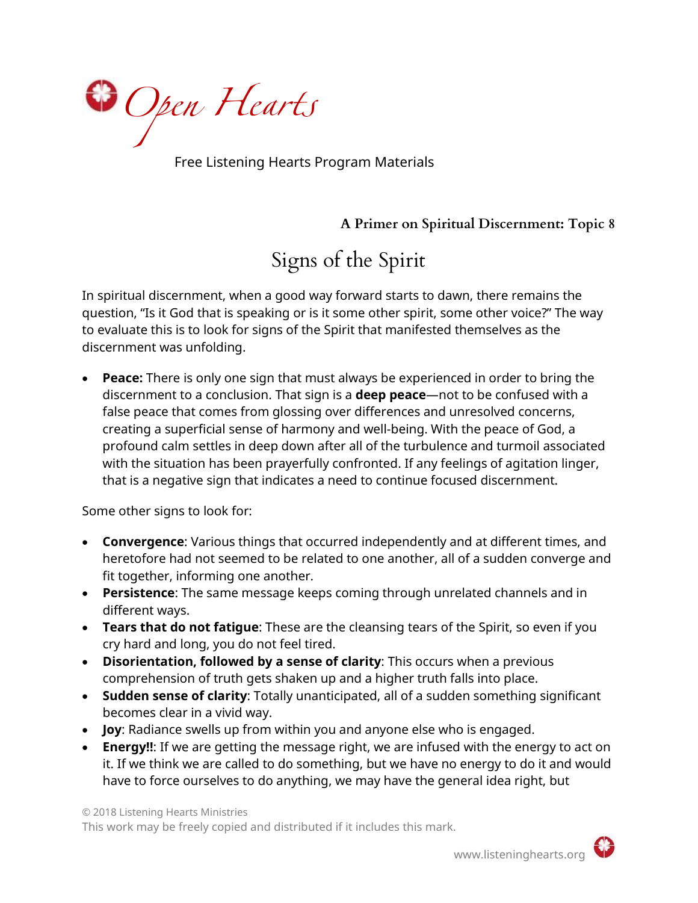Open Hearts

Free Listening Hearts Program Materials

**A Primer on Spiritual Discernment: Topic 8**

# Signs of the Spirit

In spiritual discernment, when a good way forward starts to dawn, there remains the question, "Is it God that is speaking or is it some other spirit, some other voice?" The way to evaluate this is to look for signs of the Spirit that manifested themselves as the discernment was unfolding.

- **Peace:** There is only one sign that must always be experienced in order to bring the discernment to a conclusion. That sign is a **deep peace**—not to be confused with a false peace that comes from glossing over differences and unresolved concerns, creating a superficial sense of harmony and well-being. With the peace of God, a profound calm settles in deep down after all of the turbulence and turmoil associated with the situation has been prayerfully confronted. If any feelings of agitation linger, that is a negative sign that indicates a need to continue focused discernment.

Some other signs to look for:

- **Convergence**: Various things that occurred independently and at different times, and heretofore had not seemed to be related to one another, all of a sudden converge and fit together, informing one another.
- **Persistence**: The same message keeps coming through unrelated channels and in different ways.
- **Tears that do not fatigue**: These are the cleansing tears of the Spirit, so even if you cry hard and long, you do not feel tired.
- **Disorientation, followed by a sense of clarity**: This occurs when a previous comprehension of truth gets shaken up and a higher truth falls into place.
- **Sudden sense of clarity**: Totally unanticipated, all of a sudden something significant becomes clear in a vivid way.
- **Joy**: Radiance swells up from within you and anyone else who is engaged.
- **Energy!!**: If we are getting the message right, we are infused with the energy to act on it. If we think we are called to do something, but we have no energy to do it and would have to force ourselves to do anything, we may have the general idea right, but

© 2018 Listening Hearts Ministries
This work may be freely copied and distributed if it includes this mark.

www.listeninghearts.org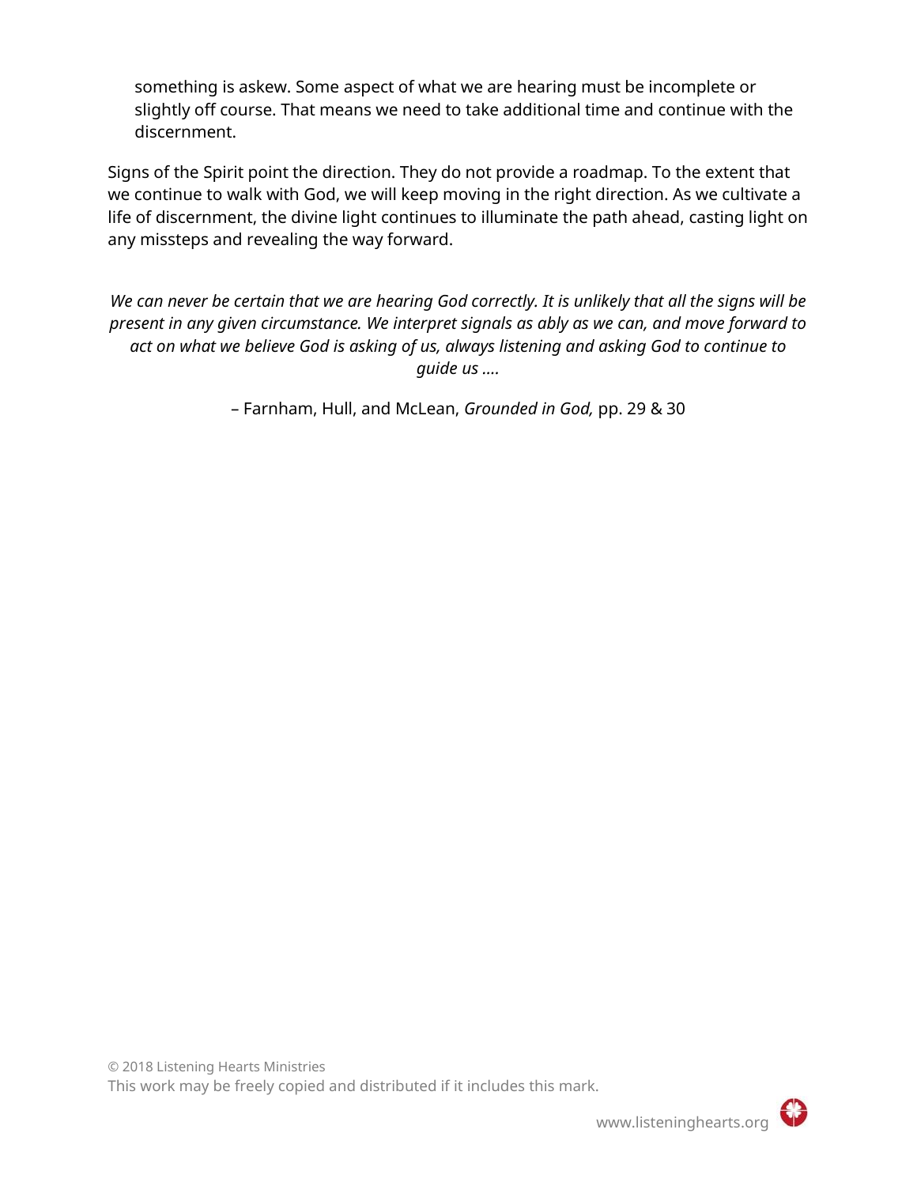something is askew. Some aspect of what we are hearing must be incomplete or slightly off course. That means we need to take additional time and continue with the discernment.

Signs of the Spirit point the direction. They do not provide a roadmap. To the extent that we continue to walk with God, we will keep moving in the right direction. As we cultivate a life of discernment, the divine light continues to illuminate the path ahead, casting light on any missteps and revealing the way forward.

*We can never be certain that we are hearing God correctly. It is unlikely that all the signs will be present in any given circumstance. We interpret signals as ably as we can, and move forward to act on what we believe God is asking of us, always listening and asking God to continue to guide us ….*

– Farnham, Hull, and McLean, *Grounded in God,* pp. 29 & 30